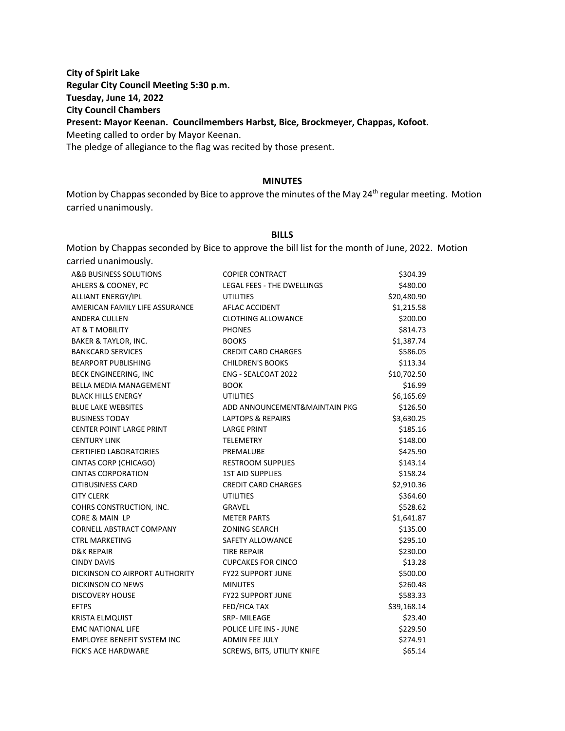**City of Spirit Lake**
**Regular City Council Meeting 5:30 p.m.**
**Tuesday, June 14, 2022**
**City Council Chambers**
**Present: Mayor Keenan. Councilmembers Harbst, Bice, Brockmeyer, Chappas, Kofoot.**
Meeting called to order by Mayor Keenan.
The pledge of allegiance to the flag was recited by those present.

## MINUTES

Motion by Chappas seconded by Bice to approve the minutes of the May 24th regular meeting. Motion carried unanimously.

## BILLS

Motion by Chappas seconded by Bice to approve the bill list for the month of June, 2022. Motion carried unanimously.

| | | |
|---|---|---|
| A&B BUSINESS SOLUTIONS | COPIER CONTRACT | $304.39 |
| AHLERS & COONEY, PC | LEGAL FEES - THE DWELLINGS | $480.00 |
| ALLIANT ENERGY/IPL | UTILITIES | $20,480.90 |
| AMERICAN FAMILY LIFE ASSURANCE | AFLAC ACCIDENT | $1,215.58 |
| ANDERA CULLEN | CLOTHING ALLOWANCE | $200.00 |
| AT & T MOBILITY | PHONES | $814.73 |
| BAKER & TAYLOR, INC. | BOOKS | $1,387.74 |
| BANKCARD SERVICES | CREDIT CARD CHARGES | $586.05 |
| BEARPORT PUBLISHING | CHILDREN'S BOOKS | $113.34 |
| BECK ENGINEERING, INC | ENG - SEALCOAT 2022 | $10,702.50 |
| BELLA MEDIA MANAGEMENT | BOOK | $16.99 |
| BLACK HILLS ENERGY | UTILITIES | $6,165.69 |
| BLUE LAKE WEBSITES | ADD ANNOUNCEMENT&MAINTAIN PKG | $126.50 |
| BUSINESS TODAY | LAPTOPS & REPAIRS | $3,630.25 |
| CENTER POINT LARGE PRINT | LARGE PRINT | $185.16 |
| CENTURY LINK | TELEMETRY | $148.00 |
| CERTIFIED LABORATORIES | PREMALUBE | $425.90 |
| CINTAS CORP (CHICAGO) | RESTROOM SUPPLIES | $143.14 |
| CINTAS CORPORATION | 1ST AID SUPPLIES | $158.24 |
| CITIBUSINESS CARD | CREDIT CARD CHARGES | $2,910.36 |
| CITY CLERK | UTILITIES | $364.60 |
| COHRS CONSTRUCTION, INC. | GRAVEL | $528.62 |
| CORE & MAIN LP | METER PARTS | $1,641.87 |
| CORNELL ABSTRACT COMPANY | ZONING SEARCH | $135.00 |
| CTRL MARKETING | SAFETY ALLOWANCE | $295.10 |
| D&K REPAIR | TIRE REPAIR | $230.00 |
| CINDY DAVIS | CUPCAKES FOR CINCO | $13.28 |
| DICKINSON CO AIRPORT AUTHORITY | FY22 SUPPORT JUNE | $500.00 |
| DICKINSON CO NEWS | MINUTES | $260.48 |
| DISCOVERY HOUSE | FY22 SUPPORT JUNE | $583.33 |
| EFTPS | FED/FICA TAX | $39,168.14 |
| KRISTA ELMQUIST | SRP- MILEAGE | $23.40 |
| EMC NATIONAL LIFE | POLICE LIFE INS - JUNE | $229.50 |
| EMPLOYEE BENEFIT SYSTEM INC | ADMIN FEE JULY | $274.91 |
| FICK'S ACE HARDWARE | SCREWS, BITS, UTILITY KNIFE | $65.14 |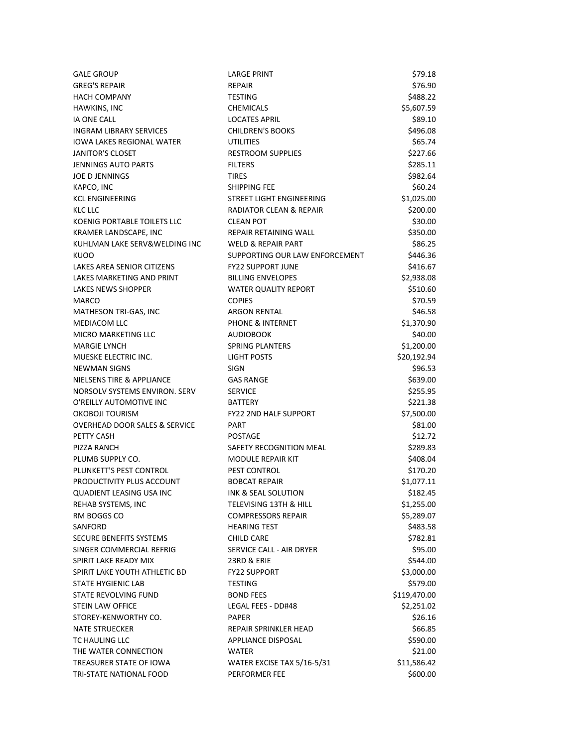| | | |
|---|---|---|
| GALE GROUP | LARGE PRINT | $79.18 |
| GREG'S REPAIR | REPAIR | $76.90 |
| HACH COMPANY | TESTING | $488.22 |
| HAWKINS, INC | CHEMICALS | $5,607.59 |
| IA ONE CALL | LOCATES APRIL | $89.10 |
| INGRAM LIBRARY SERVICES | CHILDREN'S BOOKS | $496.08 |
| IOWA LAKES REGIONAL WATER | UTILITIES | $65.74 |
| JANITOR'S CLOSET | RESTROOM SUPPLIES | $227.66 |
| JENNINGS AUTO PARTS | FILTERS | $285.11 |
| JOE D JENNINGS | TIRES | $982.64 |
| KAPCO, INC | SHIPPING FEE | $60.24 |
| KCL ENGINEERING | STREET LIGHT ENGINEERING | $1,025.00 |
| KLC LLC | RADIATOR CLEAN & REPAIR | $200.00 |
| KOENIG PORTABLE TOILETS LLC | CLEAN POT | $30.00 |
| KRAMER LANDSCAPE, INC | REPAIR RETAINING WALL | $350.00 |
| KUHLMAN LAKE SERV&WELDING INC | WELD & REPAIR PART | $86.25 |
| KUOO | SUPPORTING OUR LAW ENFORCEMENT | $446.36 |
| LAKES AREA SENIOR CITIZENS | FY22 SUPPORT JUNE | $416.67 |
| LAKES MARKETING AND PRINT | BILLING ENVELOPES | $2,938.08 |
| LAKES NEWS SHOPPER | WATER QUALITY REPORT | $510.60 |
| MARCO | COPIES | $70.59 |
| MATHESON TRI-GAS, INC | ARGON RENTAL | $46.58 |
| MEDIACOM LLC | PHONE & INTERNET | $1,370.90 |
| MICRO MARKETING LLC | AUDIOBOOK | $40.00 |
| MARGIE LYNCH | SPRING PLANTERS | $1,200.00 |
| MUESKE ELECTRIC INC. | LIGHT POSTS | $20,192.94 |
| NEWMAN SIGNS | SIGN | $96.53 |
| NIELSENS TIRE & APPLIANCE | GAS RANGE | $639.00 |
| NORSOLV SYSTEMS ENVIRON. SERV | SERVICE | $255.95 |
| O'REILLY AUTOMOTIVE INC | BATTERY | $221.38 |
| OKOBOJI TOURISM | FY22 2ND HALF SUPPORT | $7,500.00 |
| OVERHEAD DOOR SALES & SERVICE | PART | $81.00 |
| PETTY CASH | POSTAGE | $12.72 |
| PIZZA RANCH | SAFETY RECOGNITION MEAL | $289.83 |
| PLUMB SUPPLY CO. | MODULE REPAIR KIT | $408.04 |
| PLUNKETT'S PEST CONTROL | PEST CONTROL | $170.20 |
| PRODUCTIVITY PLUS ACCOUNT | BOBCAT REPAIR | $1,077.11 |
| QUADIENT LEASING USA INC | INK & SEAL SOLUTION | $182.45 |
| REHAB SYSTEMS, INC | TELEVISING 13TH & HILL | $1,255.00 |
| RM BOGGS CO | COMPRESSORS REPAIR | $5,289.07 |
| SANFORD | HEARING TEST | $483.58 |
| SECURE BENEFITS SYSTEMS | CHILD CARE | $782.81 |
| SINGER COMMERCIAL REFRIG | SERVICE CALL - AIR DRYER | $95.00 |
| SPIRIT LAKE READY MIX | 23RD & ERIE | $544.00 |
| SPIRIT LAKE YOUTH ATHLETIC BD | FY22 SUPPORT | $3,000.00 |
| STATE HYGIENIC LAB | TESTING | $579.00 |
| STATE REVOLVING FUND | BOND FEES | $119,470.00 |
| STEIN LAW OFFICE | LEGAL FEES - DD#48 | $2,251.02 |
| STOREY-KENWORTHY CO. | PAPER | $26.16 |
| NATE STRUECKER | REPAIR SPRINKLER HEAD | $66.85 |
| TC HAULING LLC | APPLIANCE DISPOSAL | $590.00 |
| THE WATER CONNECTION | WATER | $21.00 |
| TREASURER STATE OF IOWA | WATER EXCISE TAX 5/16-5/31 | $11,586.42 |
| TRI-STATE NATIONAL FOOD | PERFORMER FEE | $600.00 |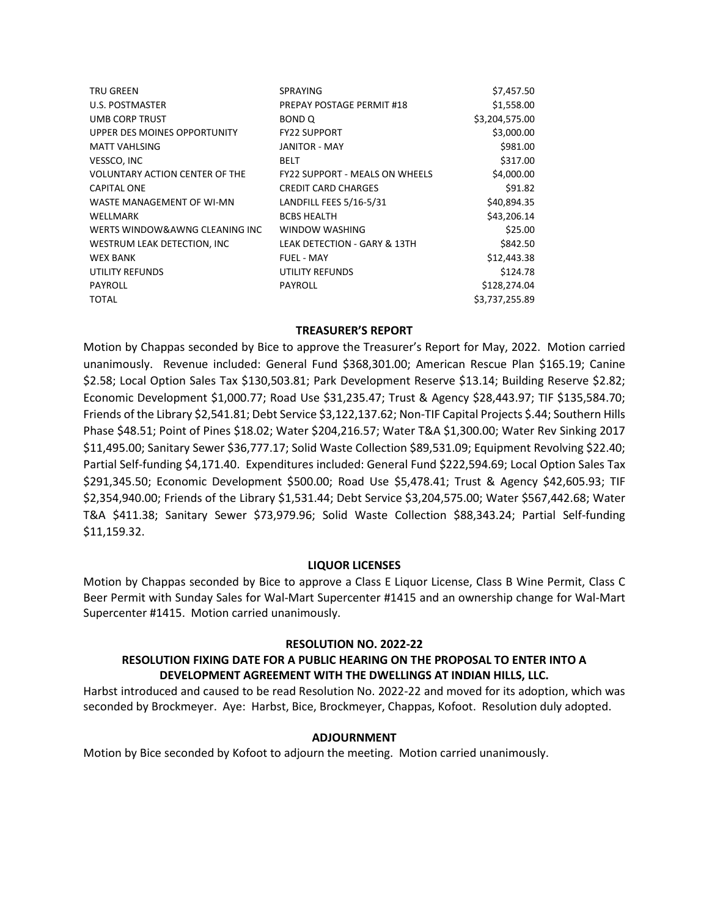| | | |
|---|---|---|
| TRU GREEN | SPRAYING | $7,457.50 |
| U.S. POSTMASTER | PREPAY POSTAGE PERMIT #18 | $1,558.00 |
| UMB CORP TRUST | BOND Q | $3,204,575.00 |
| UPPER DES MOINES OPPORTUNITY | FY22 SUPPORT | $3,000.00 |
| MATT VAHLSING | JANITOR - MAY | $981.00 |
| VESSCO, INC | BELT | $317.00 |
| VOLUNTARY ACTION CENTER OF THE | FY22 SUPPORT - MEALS ON WHEELS | $4,000.00 |
| CAPITAL ONE | CREDIT CARD CHARGES | $91.82 |
| WASTE MANAGEMENT OF WI-MN | LANDFILL FEES 5/16-5/31 | $40,894.35 |
| WELLMARK | BCBS HEALTH | $43,206.14 |
| WERTS WINDOW&AWNG CLEANING INC | WINDOW WASHING | $25.00 |
| WESTRUM LEAK DETECTION, INC | LEAK DETECTION - GARY & 13TH | $842.50 |
| WEX BANK | FUEL - MAY | $12,443.38 |
| UTILITY REFUNDS | UTILITY REFUNDS | $124.78 |
| PAYROLL | PAYROLL | $128,274.04 |
| TOTAL | | $3,737,255.89 |

**TREASURER'S REPORT**

Motion by Chappas seconded by Bice to approve the Treasurer's Report for May, 2022. Motion carried unanimously. Revenue included: General Fund $368,301.00; American Rescue Plan $165.19; Canine $2.58; Local Option Sales Tax $130,503.81; Park Development Reserve $13.14; Building Reserve $2.82; Economic Development $1,000.77; Road Use $31,235.47; Trust & Agency $28,443.97; TIF $135,584.70; Friends of the Library $2,541.81; Debt Service $3,122,137.62; Non-TIF Capital Projects $.44; Southern Hills Phase $48.51; Point of Pines $18.02; Water $204,216.57; Water T&A $1,300.00; Water Rev Sinking 2017 $11,495.00; Sanitary Sewer $36,777.17; Solid Waste Collection $89,531.09; Equipment Revolving $22.40; Partial Self-funding $4,171.40. Expenditures included: General Fund $222,594.69; Local Option Sales Tax $291,345.50; Economic Development $500.00; Road Use $5,478.41; Trust & Agency $42,605.93; TIF $2,354,940.00; Friends of the Library $1,531.44; Debt Service $3,204,575.00; Water $567,442.68; Water T&A $411.38; Sanitary Sewer $73,979.96; Solid Waste Collection $88,343.24; Partial Self-funding $11,159.32.

**LIQUOR LICENSES**

Motion by Chappas seconded by Bice to approve a Class E Liquor License, Class B Wine Permit, Class C Beer Permit with Sunday Sales for Wal-Mart Supercenter #1415 and an ownership change for Wal-Mart Supercenter #1415. Motion carried unanimously.

**RESOLUTION NO. 2022-22**

**RESOLUTION FIXING DATE FOR A PUBLIC HEARING ON THE PROPOSAL TO ENTER INTO A DEVELOPMENT AGREEMENT WITH THE DWELLINGS AT INDIAN HILLS, LLC.**

Harbst introduced and caused to be read Resolution No. 2022-22 and moved for its adoption, which was seconded by Brockmeyer. Aye: Harbst, Bice, Brockmeyer, Chappas, Kofoot. Resolution duly adopted.

**ADJOURNMENT**

Motion by Bice seconded by Kofoot to adjourn the meeting. Motion carried unanimously.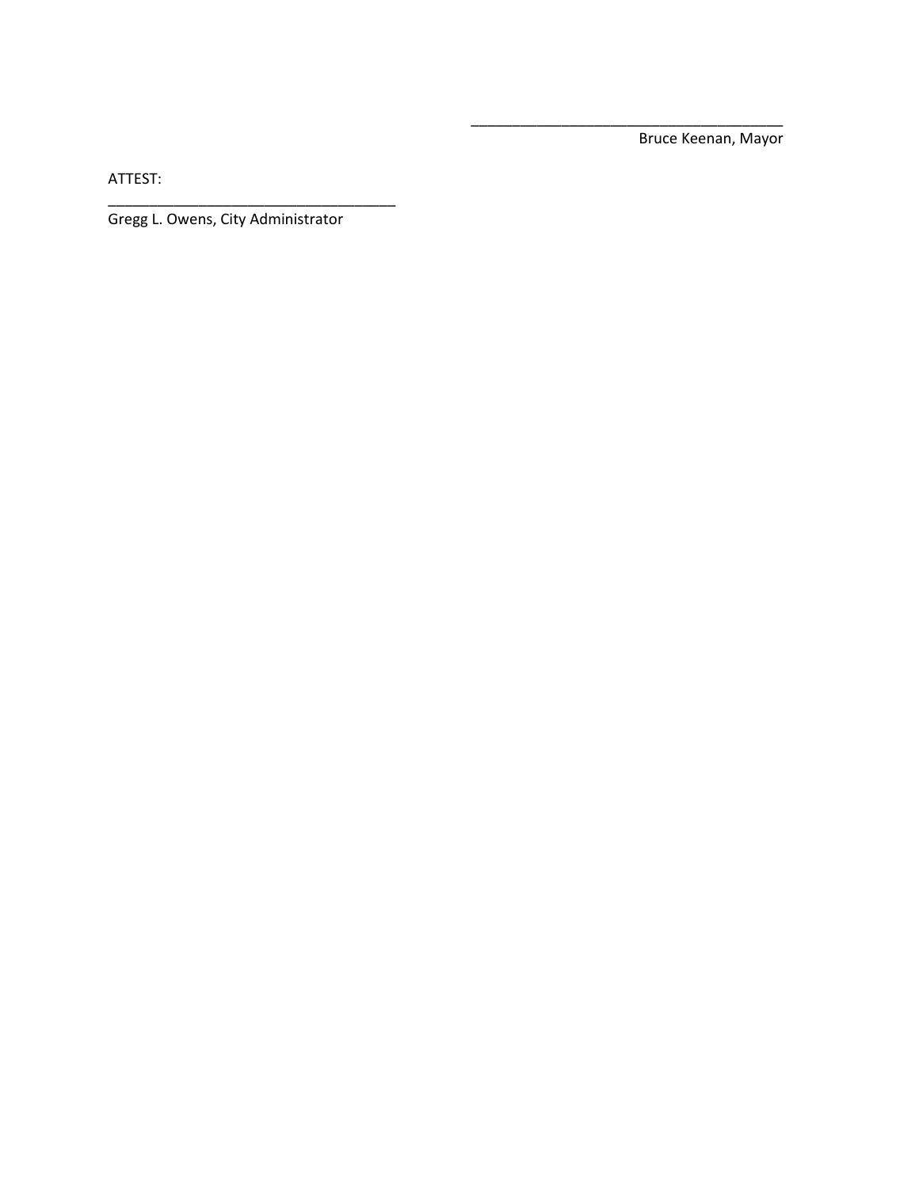\_\_\_\_\_\_\_\_\_\_\_\_\_\_\_\_\_\_\_\_\_\_\_\_\_\_\_\_\_\_\_\_\_\_\_\_\_\_\_

Bruce Keenan, Mayor

ATTEST:

\_\_\_\_\_\_\_\_\_\_\_\_\_\_\_\_\_\_\_\_\_\_\_\_\_\_\_\_\_\_\_\_\_\_\_

Gregg L. Owens, City Administrator